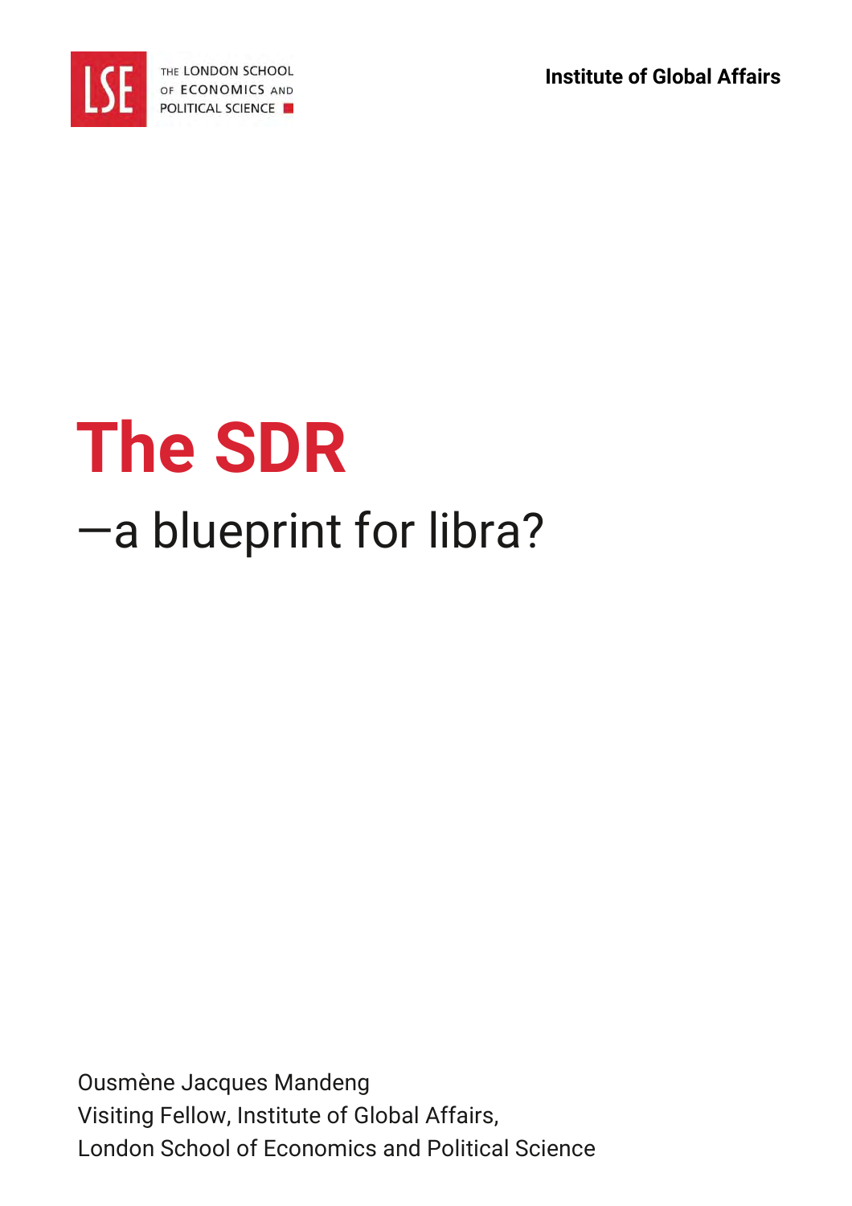THE LONDON SCHOOL OF ECONOMICS AND POLITICAL SCIENCE

Institute of Global Affairs

# The SDR

## —a blueprint for libra?

Ousmène Jacques Mandeng
Visiting Fellow, Institute of Global Affairs,
London School of Economics and Political Science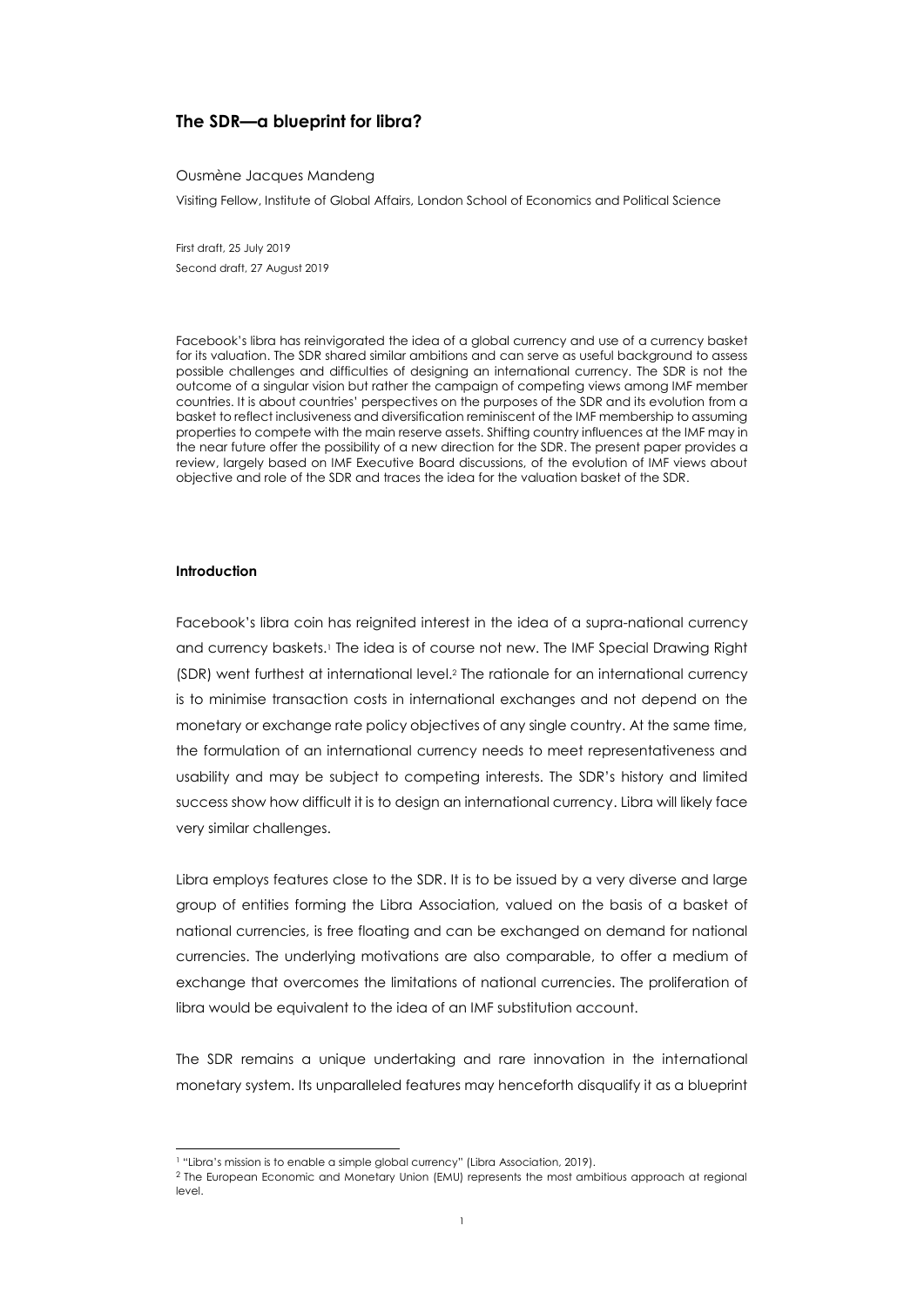# The SDR—a blueprint for libra?

Ousmène Jacques Mandeng

Visiting Fellow, Institute of Global Affairs, London School of Economics and Political Science

First draft, 25 July 2019

Second draft, 27 August 2019

Facebook's libra has reinvigorated the idea of a global currency and use of a currency basket for its valuation. The SDR shared similar ambitions and can serve as useful background to assess possible challenges and difficulties of designing an international currency. The SDR is not the outcome of a singular vision but rather the campaign of competing views among IMF member countries. It is about countries' perspectives on the purposes of the SDR and its evolution from a basket to reflect inclusiveness and diversification reminiscent of the IMF membership to assuming properties to compete with the main reserve assets. Shifting country influences at the IMF may in the near future offer the possibility of a new direction for the SDR. The present paper provides a review, largely based on IMF Executive Board discussions, of the evolution of IMF views about objective and role of the SDR and traces the idea for the valuation basket of the SDR.

### Introduction

Facebook's libra coin has reignited interest in the idea of a supra-national currency and currency baskets.[1] The idea is of course not new. The IMF Special Drawing Right (SDR) went furthest at international level.[2] The rationale for an international currency is to minimise transaction costs in international exchanges and not depend on the monetary or exchange rate policy objectives of any single country. At the same time, the formulation of an international currency needs to meet representativeness and usability and may be subject to competing interests. The SDR's history and limited success show how difficult it is to design an international currency. Libra will likely face very similar challenges.

Libra employs features close to the SDR. It is to be issued by a very diverse and large group of entities forming the Libra Association, valued on the basis of a basket of national currencies, is free floating and can be exchanged on demand for national currencies. The underlying motivations are also comparable, to offer a medium of exchange that overcomes the limitations of national currencies. The proliferation of libra would be equivalent to the idea of an IMF substitution account.

The SDR remains a unique undertaking and rare innovation in the international monetary system. Its unparalleled features may henceforth disqualify it as a blueprint

[1] "Libra's mission is to enable a simple global currency" (Libra Association, 2019).

[2] The European Economic and Monetary Union (EMU) represents the most ambitious approach at regional level.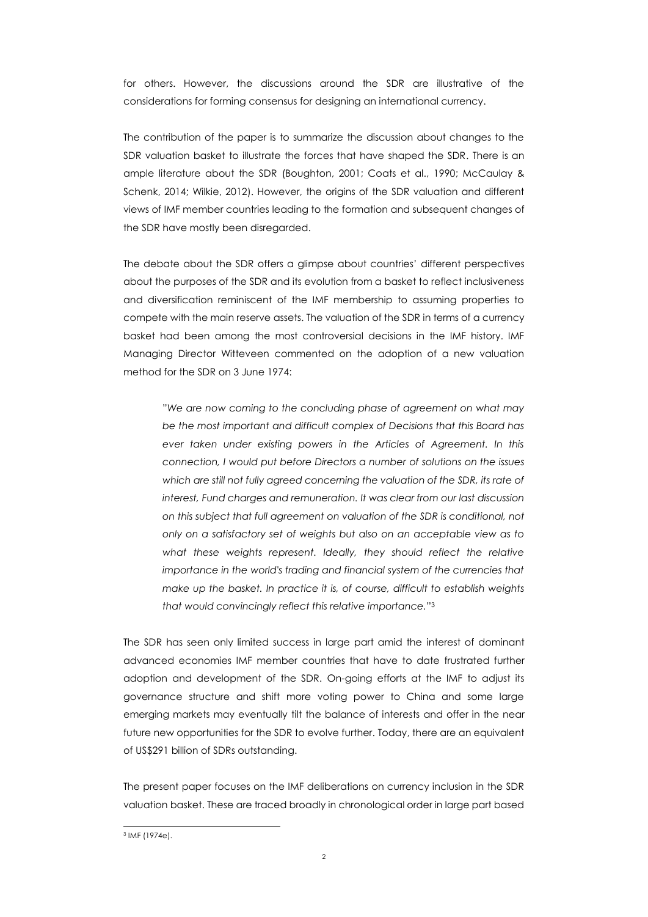for others. However, the discussions around the SDR are illustrative of the considerations for forming consensus for designing an international currency.

The contribution of the paper is to summarize the discussion about changes to the SDR valuation basket to illustrate the forces that have shaped the SDR. There is an ample literature about the SDR (Boughton, 2001; Coats et al., 1990; McCaulay & Schenk, 2014; Wilkie, 2012). However, the origins of the SDR valuation and different views of IMF member countries leading to the formation and subsequent changes of the SDR have mostly been disregarded.

The debate about the SDR offers a glimpse about countries' different perspectives about the purposes of the SDR and its evolution from a basket to reflect inclusiveness and diversification reminiscent of the IMF membership to assuming properties to compete with the main reserve assets. The valuation of the SDR in terms of a currency basket had been among the most controversial decisions in the IMF history. IMF Managing Director Witteveen commented on the adoption of a new valuation method for the SDR on 3 June 1974:

> *"We are now coming to the concluding phase of agreement on what may be the most important and difficult complex of Decisions that this Board has ever taken under existing powers in the Articles of Agreement. In this connection, I would put before Directors a number of solutions on the issues which are still not fully agreed concerning the valuation of the SDR, its rate of interest, Fund charges and remuneration. It was clear from our last discussion on this subject that full agreement on valuation of the SDR is conditional, not only on a satisfactory set of weights but also on an acceptable view as to what these weights represent. Ideally, they should reflect the relative importance in the world's trading and financial system of the currencies that make up the basket. In practice it is, of course, difficult to establish weights that would convincingly reflect this relative importance."*[3]

The SDR has seen only limited success in large part amid the interest of dominant advanced economies IMF member countries that have to date frustrated further adoption and development of the SDR. On-going efforts at the IMF to adjust its governance structure and shift more voting power to China and some large emerging markets may eventually tilt the balance of interests and offer in the near future new opportunities for the SDR to evolve further. Today, there are an equivalent of US$291 billion of SDRs outstanding.

The present paper focuses on the IMF deliberations on currency inclusion in the SDR valuation basket. These are traced broadly in chronological order in large part based

[3] IMF (1974e).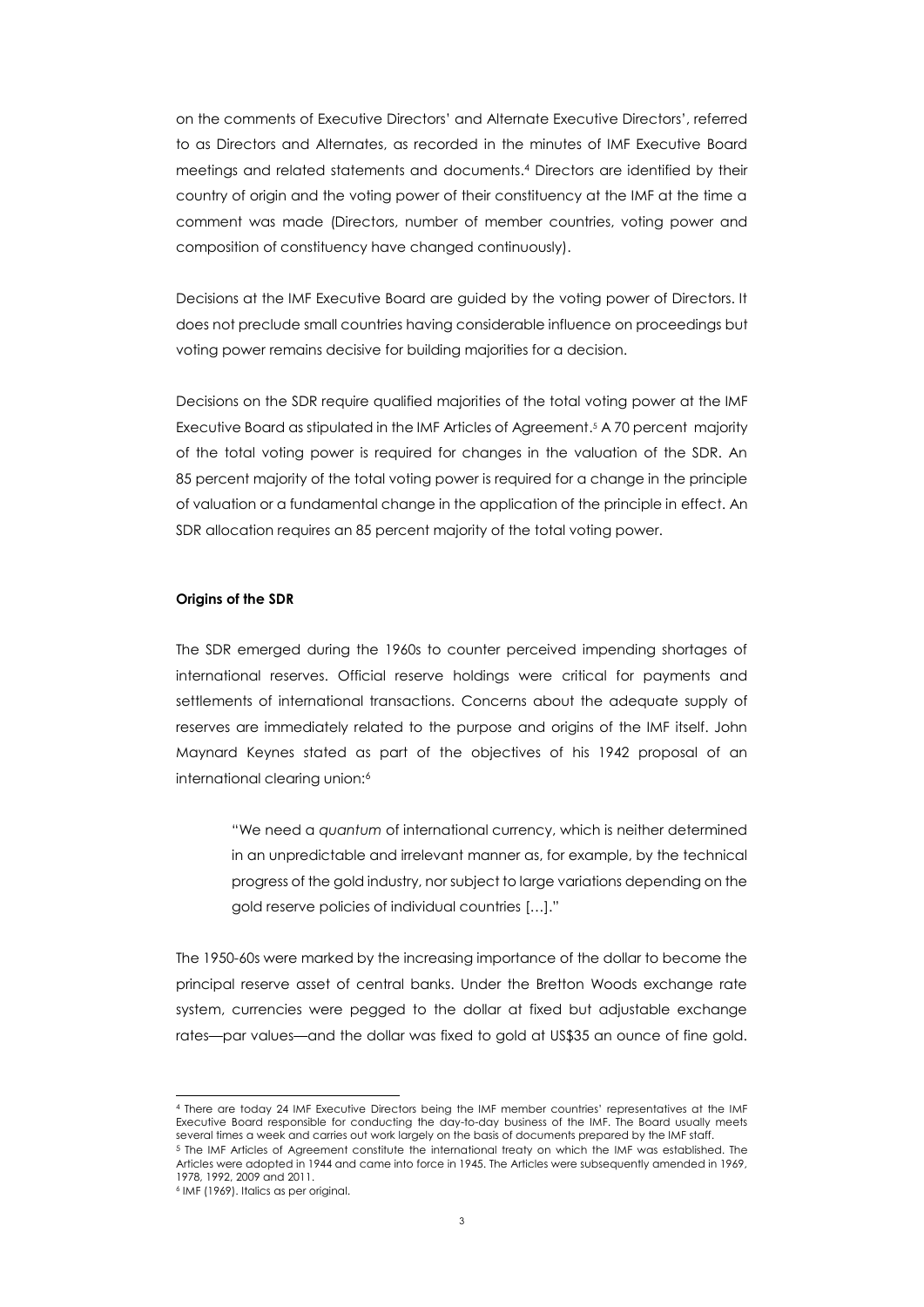on the comments of Executive Directors' and Alternate Executive Directors', referred to as Directors and Alternates, as recorded in the minutes of IMF Executive Board meetings and related statements and documents.[4] Directors are identified by their country of origin and the voting power of their constituency at the IMF at the time a comment was made (Directors, number of member countries, voting power and composition of constituency have changed continuously).

Decisions at the IMF Executive Board are guided by the voting power of Directors. It does not preclude small countries having considerable influence on proceedings but voting power remains decisive for building majorities for a decision.

Decisions on the SDR require qualified majorities of the total voting power at the IMF Executive Board as stipulated in the IMF Articles of Agreement.[5] A 70 percent majority of the total voting power is required for changes in the valuation of the SDR. An 85 percent majority of the total voting power is required for a change in the principle of valuation or a fundamental change in the application of the principle in effect. An SDR allocation requires an 85 percent majority of the total voting power.

**Origins of the SDR**

The SDR emerged during the 1960s to counter perceived impending shortages of international reserves. Official reserve holdings were critical for payments and settlements of international transactions. Concerns about the adequate supply of reserves are immediately related to the purpose and origins of the IMF itself. John Maynard Keynes stated as part of the objectives of his 1942 proposal of an international clearing union:[6]

> "We need a *quantum* of international currency, which is neither determined in an unpredictable and irrelevant manner as, for example, by the technical progress of the gold industry, nor subject to large variations depending on the gold reserve policies of individual countries […]."

The 1950-60s were marked by the increasing importance of the dollar to become the principal reserve asset of central banks. Under the Bretton Woods exchange rate system, currencies were pegged to the dollar at fixed but adjustable exchange rates—par values—and the dollar was fixed to gold at US$35 an ounce of fine gold.

---

[4] There are today 24 IMF Executive Directors being the IMF member countries' representatives at the IMF Executive Board responsible for conducting the day-to-day business of the IMF. The Board usually meets several times a week and carries out work largely on the basis of documents prepared by the IMF staff.

[5] The IMF Articles of Agreement constitute the international treaty on which the IMF was established. The Articles were adopted in 1944 and came into force in 1945. The Articles were subsequently amended in 1969, 1978, 1992, 2009 and 2011.

[6] IMF (1969). Italics as per original.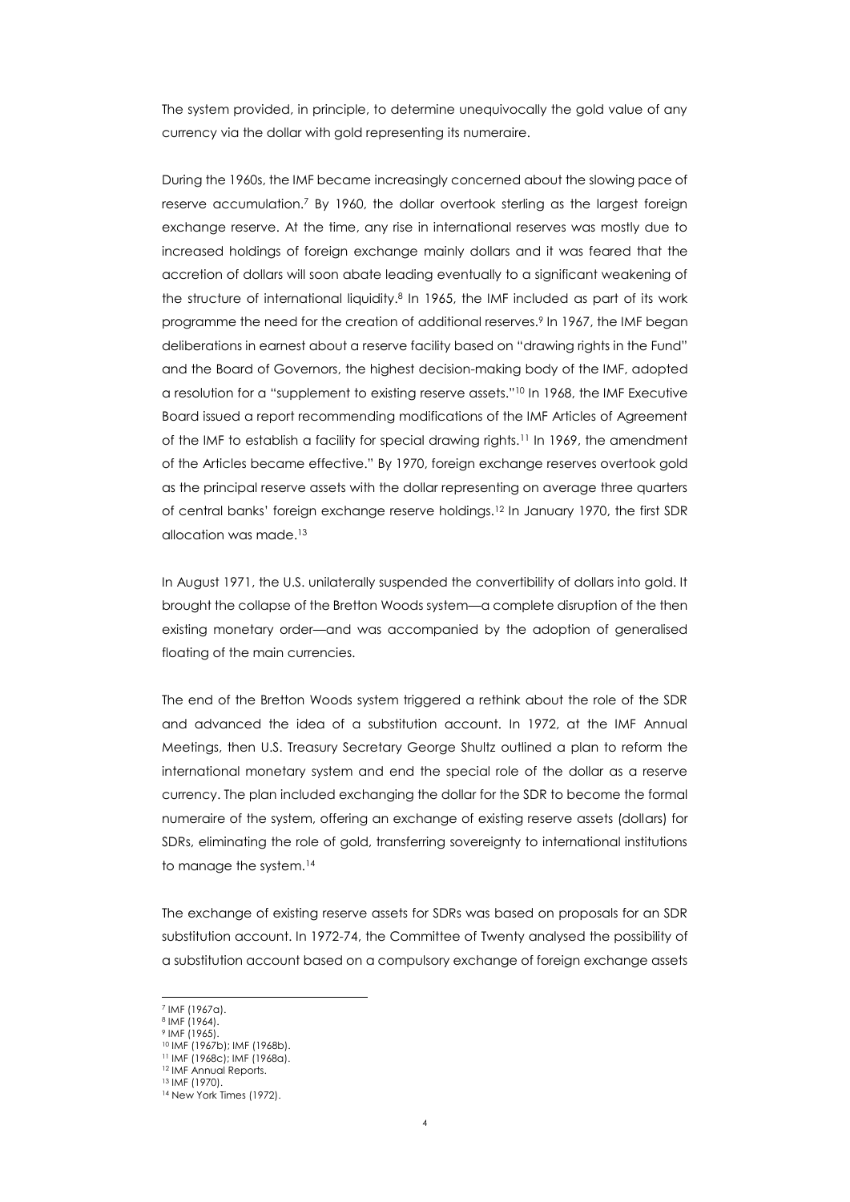The system provided, in principle, to determine unequivocally the gold value of any currency via the dollar with gold representing its numeraire.

During the 1960s, the IMF became increasingly concerned about the slowing pace of reserve accumulation.[7] By 1960, the dollar overtook sterling as the largest foreign exchange reserve. At the time, any rise in international reserves was mostly due to increased holdings of foreign exchange mainly dollars and it was feared that the accretion of dollars will soon abate leading eventually to a significant weakening of the structure of international liquidity.[8] In 1965, the IMF included as part of its work programme the need for the creation of additional reserves.[9] In 1967, the IMF began deliberations in earnest about a reserve facility based on "drawing rights in the Fund" and the Board of Governors, the highest decision-making body of the IMF, adopted a resolution for a "supplement to existing reserve assets."[10] In 1968, the IMF Executive Board issued a report recommending modifications of the IMF Articles of Agreement of the IMF to establish a facility for special drawing rights.[11] In 1969, the amendment of the Articles became effective." By 1970, foreign exchange reserves overtook gold as the principal reserve assets with the dollar representing on average three quarters of central banks' foreign exchange reserve holdings.[12] In January 1970, the first SDR allocation was made.[13]

In August 1971, the U.S. unilaterally suspended the convertibility of dollars into gold. It brought the collapse of the Bretton Woods system—a complete disruption of the then existing monetary order—and was accompanied by the adoption of generalised floating of the main currencies.

The end of the Bretton Woods system triggered a rethink about the role of the SDR and advanced the idea of a substitution account. In 1972, at the IMF Annual Meetings, then U.S. Treasury Secretary George Shultz outlined a plan to reform the international monetary system and end the special role of the dollar as a reserve currency. The plan included exchanging the dollar for the SDR to become the formal numeraire of the system, offering an exchange of existing reserve assets (dollars) for SDRs, eliminating the role of gold, transferring sovereignty to international institutions to manage the system.[14]

The exchange of existing reserve assets for SDRs was based on proposals for an SDR substitution account. In 1972-74, the Committee of Twenty analysed the possibility of a substitution account based on a compulsory exchange of foreign exchange assets

---

[7] IMF (1967a).
[8] IMF (1964).
[9] IMF (1965).
[10] IMF (1967b); IMF (1968b).
[11] IMF (1968c); IMF (1968a).
[12] IMF Annual Reports.
[13] IMF (1970).
[14] New York Times (1972).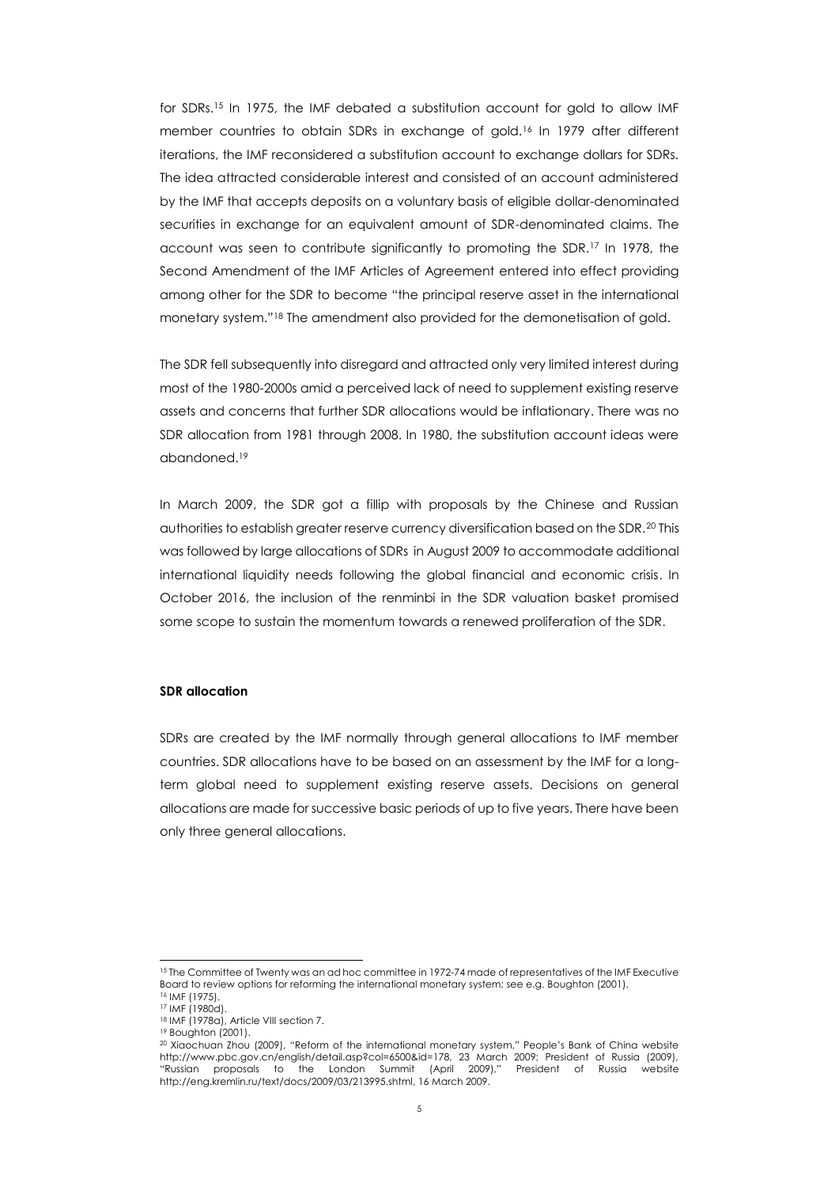for SDRs.[15] In 1975, the IMF debated a substitution account for gold to allow IMF member countries to obtain SDRs in exchange of gold.[16] In 1979 after different iterations, the IMF reconsidered a substitution account to exchange dollars for SDRs. The idea attracted considerable interest and consisted of an account administered by the IMF that accepts deposits on a voluntary basis of eligible dollar-denominated securities in exchange for an equivalent amount of SDR-denominated claims. The account was seen to contribute significantly to promoting the SDR.[17] In 1978, the Second Amendment of the IMF Articles of Agreement entered into effect providing among other for the SDR to become "the principal reserve asset in the international monetary system."[18] The amendment also provided for the demonetisation of gold.

The SDR fell subsequently into disregard and attracted only very limited interest during most of the 1980-2000s amid a perceived lack of need to supplement existing reserve assets and concerns that further SDR allocations would be inflationary. There was no SDR allocation from 1981 through 2008. In 1980, the substitution account ideas were abandoned.[19]

In March 2009, the SDR got a fillip with proposals by the Chinese and Russian authorities to establish greater reserve currency diversification based on the SDR.[20] This was followed by large allocations of SDRs in August 2009 to accommodate additional international liquidity needs following the global financial and economic crisis. In October 2016, the inclusion of the renminbi in the SDR valuation basket promised some scope to sustain the momentum towards a renewed proliferation of the SDR.

**SDR allocation**

SDRs are created by the IMF normally through general allocations to IMF member countries. SDR allocations have to be based on an assessment by the IMF for a long-term global need to supplement existing reserve assets. Decisions on general allocations are made for successive basic periods of up to five years. There have been only three general allocations.

---

[15] The Committee of Twenty was an ad hoc committee in 1972-74 made of representatives of the IMF Executive Board to review options for reforming the international monetary system; see e.g. Boughton (2001).

[16] IMF (1975).

[17] IMF (1980d).

[18] IMF (1978a), Article VIII section 7.

[19] Boughton (2001).

[20] Xiaochuan Zhou (2009), "Reform of the international monetary system," People's Bank of China website http://www.pbc.gov.cn/english/detail.asp?col=6500&id=178, 23 March 2009; President of Russia (2009), "Russian proposals to the London Summit (April 2009)," President of Russia website http://eng.kremlin.ru/text/docs/2009/03/213995.shtml, 16 March 2009.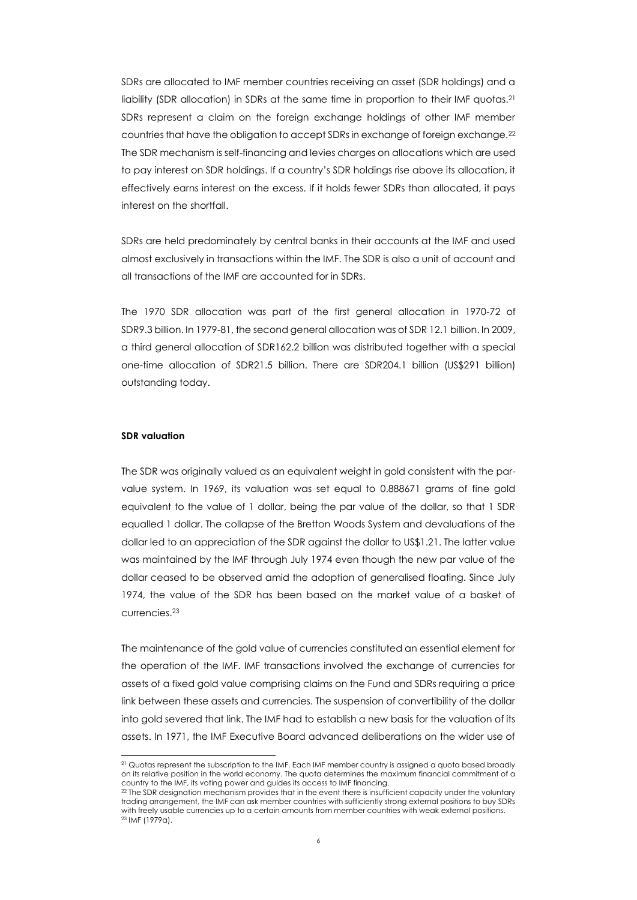SDRs are allocated to IMF member countries receiving an asset (SDR holdings) and a liability (SDR allocation) in SDRs at the same time in proportion to their IMF quotas.[21] SDRs represent a claim on the foreign exchange holdings of other IMF member countries that have the obligation to accept SDRs in exchange of foreign exchange.[22] The SDR mechanism is self-financing and levies charges on allocations which are used to pay interest on SDR holdings. If a country's SDR holdings rise above its allocation, it effectively earns interest on the excess. If it holds fewer SDRs than allocated, it pays interest on the shortfall.

SDRs are held predominately by central banks in their accounts at the IMF and used almost exclusively in transactions within the IMF. The SDR is also a unit of account and all transactions of the IMF are accounted for in SDRs.

The 1970 SDR allocation was part of the first general allocation in 1970-72 of SDR9.3 billion. In 1979-81, the second general allocation was of SDR 12.1 billion. In 2009, a third general allocation of SDR162.2 billion was distributed together with a special one-time allocation of SDR21.5 billion. There are SDR204.1 billion (US$291 billion) outstanding today.

**SDR valuation**

The SDR was originally valued as an equivalent weight in gold consistent with the par-value system. In 1969, its valuation was set equal to 0.888671 grams of fine gold equivalent to the value of 1 dollar, being the par value of the dollar, so that 1 SDR equalled 1 dollar. The collapse of the Bretton Woods System and devaluations of the dollar led to an appreciation of the SDR against the dollar to US$1.21. The latter value was maintained by the IMF through July 1974 even though the new par value of the dollar ceased to be observed amid the adoption of generalised floating. Since July 1974, the value of the SDR has been based on the market value of a basket of currencies.[23]

The maintenance of the gold value of currencies constituted an essential element for the operation of the IMF. IMF transactions involved the exchange of currencies for assets of a fixed gold value comprising claims on the Fund and SDRs requiring a price link between these assets and currencies. The suspension of convertibility of the dollar into gold severed that link. The IMF had to establish a new basis for the valuation of its assets. In 1971, the IMF Executive Board advanced deliberations on the wider use of

[21] Quotas represent the subscription to the IMF. Each IMF member country is assigned a quota based broadly on its relative position in the world economy. The quota determines the maximum financial commitment of a country to the IMF, its voting power and guides its access to IMF financing.

[22] The SDR designation mechanism provides that in the event there is insufficient capacity under the voluntary trading arrangement, the IMF can ask member countries with sufficiently strong external positions to buy SDRs with freely usable currencies up to a certain amounts from member countries with weak external positions.

[23] IMF (1979a).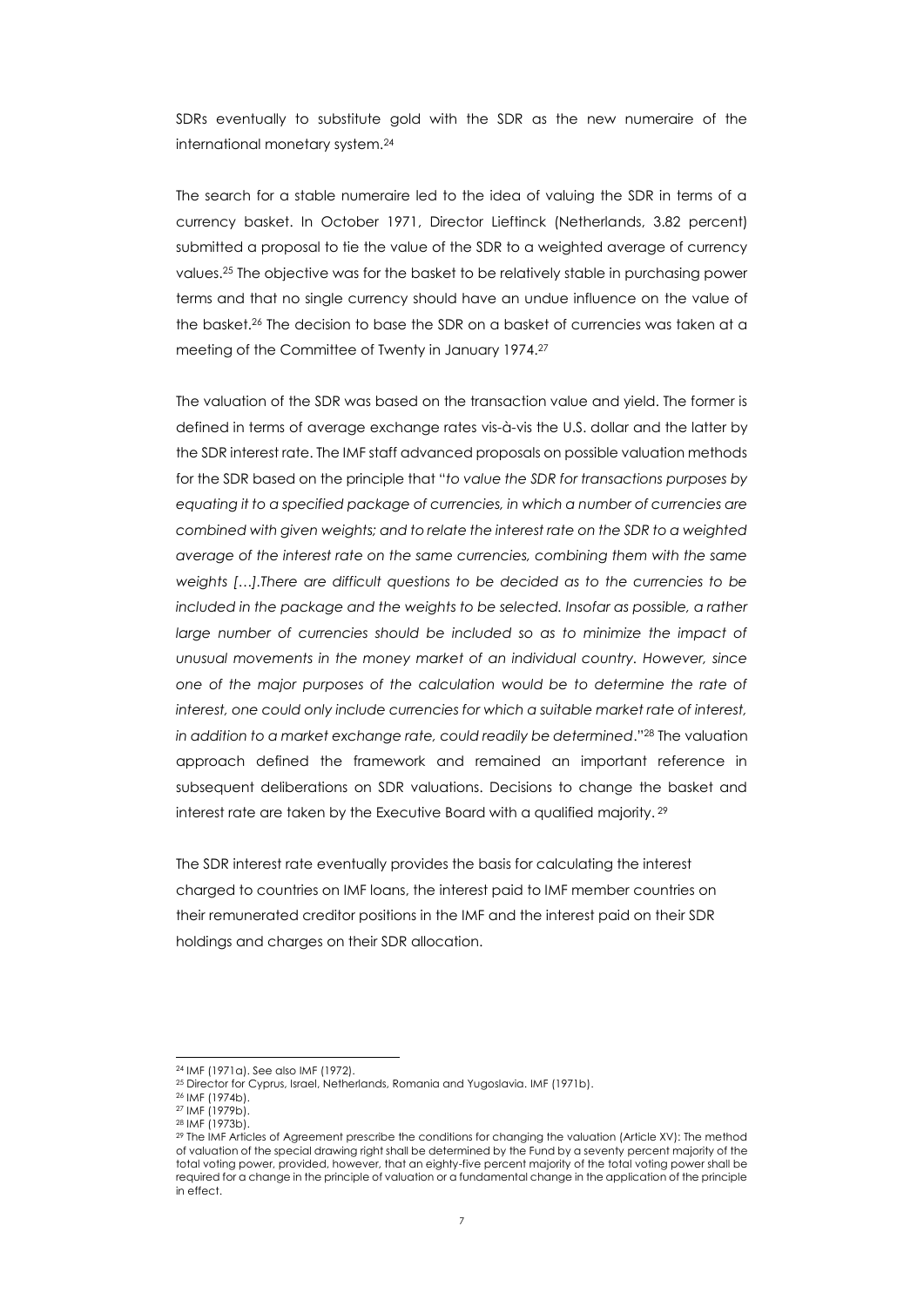SDRs eventually to substitute gold with the SDR as the new numeraire of the international monetary system.[24]

The search for a stable numeraire led to the idea of valuing the SDR in terms of a currency basket. In October 1971, Director Lieftinck (Netherlands, 3.82 percent) submitted a proposal to tie the value of the SDR to a weighted average of currency values.[25] The objective was for the basket to be relatively stable in purchasing power terms and that no single currency should have an undue influence on the value of the basket.[26] The decision to base the SDR on a basket of currencies was taken at a meeting of the Committee of Twenty in January 1974.[27]

The valuation of the SDR was based on the transaction value and yield. The former is defined in terms of average exchange rates vis-à-vis the U.S. dollar and the latter by the SDR interest rate. The IMF staff advanced proposals on possible valuation methods for the SDR based on the principle that "*to value the SDR for transactions purposes by equating it to a specified package of currencies, in which a number of currencies are combined with given weights; and to relate the interest rate on the SDR to a weighted average of the interest rate on the same currencies, combining them with the same weights […].There are difficult questions to be decided as to the currencies to be included in the package and the weights to be selected. Insofar as possible, a rather large number of currencies should be included so as to minimize the impact of unusual movements in the money market of an individual country. However, since one of the major purposes of the calculation would be to determine the rate of interest, one could only include currencies for which a suitable market rate of interest, in addition to a market exchange rate, could readily be determined*."[28] The valuation approach defined the framework and remained an important reference in subsequent deliberations on SDR valuations. Decisions to change the basket and interest rate are taken by the Executive Board with a qualified majority. [29]

The SDR interest rate eventually provides the basis for calculating the interest charged to countries on IMF loans, the interest paid to IMF member countries on their remunerated creditor positions in the IMF and the interest paid on their SDR holdings and charges on their SDR allocation.

---

[24] IMF (1971a). See also IMF (1972).

[25] Director for Cyprus, Israel, Netherlands, Romania and Yugoslavia. IMF (1971b).

[26] IMF (1974b).

[27] IMF (1979b).

[28] IMF (1973b).

[29] The IMF Articles of Agreement prescribe the conditions for changing the valuation (Article XV): The method of valuation of the special drawing right shall be determined by the Fund by a seventy percent majority of the total voting power, provided, however, that an eighty-five percent majority of the total voting power shall be required for a change in the principle of valuation or a fundamental change in the application of the principle in effect.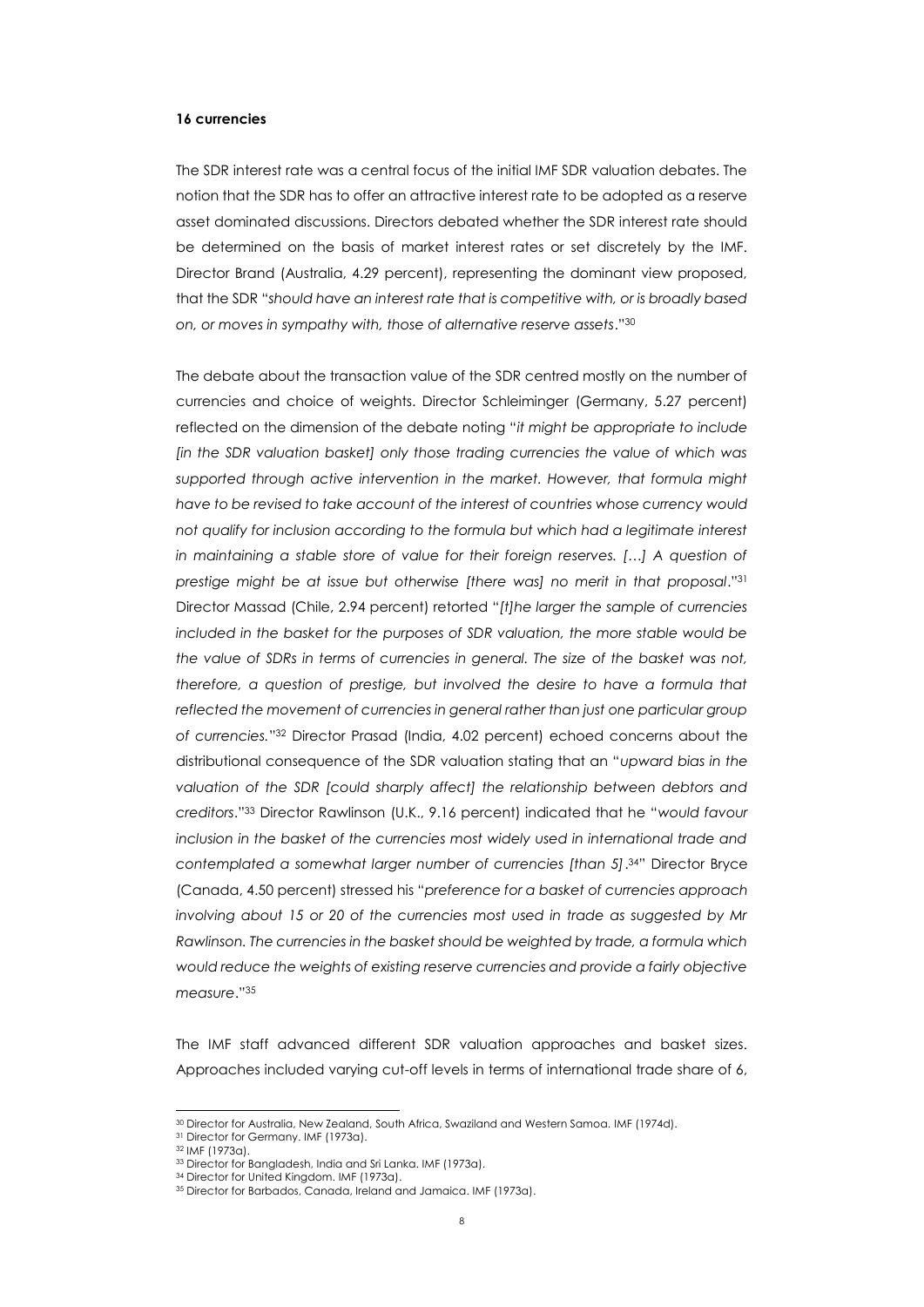**16 currencies**

The SDR interest rate was a central focus of the initial IMF SDR valuation debates. The notion that the SDR has to offer an attractive interest rate to be adopted as a reserve asset dominated discussions. Directors debated whether the SDR interest rate should be determined on the basis of market interest rates or set discretely by the IMF. Director Brand (Australia, 4.29 percent), representing the dominant view proposed, that the SDR "*should have an interest rate that is competitive with, or is broadly based on, or moves in sympathy with, those of alternative reserve assets*."[30]

The debate about the transaction value of the SDR centred mostly on the number of currencies and choice of weights. Director Schleiminger (Germany, 5.27 percent) reflected on the dimension of the debate noting "*it might be appropriate to include [in the SDR valuation basket] only those trading currencies the value of which was supported through active intervention in the market. However, that formula might have to be revised to take account of the interest of countries whose currency would not qualify for inclusion according to the formula but which had a legitimate interest in maintaining a stable store of value for their foreign reserves. […] A question of prestige might be at issue but otherwise [there was] no merit in that proposal*."[31] Director Massad (Chile, 2.94 percent) retorted "*[t]he larger the sample of currencies included in the basket for the purposes of SDR valuation, the more stable would be the value of SDRs in terms of currencies in general. The size of the basket was not, therefore, a question of prestige, but involved the desire to have a formula that reflected the movement of currencies in general rather than just one particular group of currencies.*"[32] Director Prasad (India, 4.02 percent) echoed concerns about the distributional consequence of the SDR valuation stating that an "*upward bias in the valuation of the SDR [could sharply affect] the relationship between debtors and creditors*."[33] Director Rawlinson (U.K., 9.16 percent) indicated that he "*would favour inclusion in the basket of the currencies most widely used in international trade and contemplated a somewhat larger number of currencies [than 5]*.[34]" Director Bryce (Canada, 4.50 percent) stressed his "*preference for a basket of currencies approach involving about 15 or 20 of the currencies most used in trade as suggested by Mr Rawlinson. The currencies in the basket should be weighted by trade, a formula which would reduce the weights of existing reserve currencies and provide a fairly objective measure*."[35]

The IMF staff advanced different SDR valuation approaches and basket sizes. Approaches included varying cut-off levels in terms of international trade share of 6,

---

[30] Director for Australia, New Zealand, South Africa, Swaziland and Western Samoa. IMF (1974d).

[31] Director for Germany. IMF (1973a).

[32] IMF (1973a).

[33] Director for Bangladesh, India and Sri Lanka. IMF (1973a).

[34] Director for United Kingdom. IMF (1973a).

[35] Director for Barbados, Canada, Ireland and Jamaica. IMF (1973a).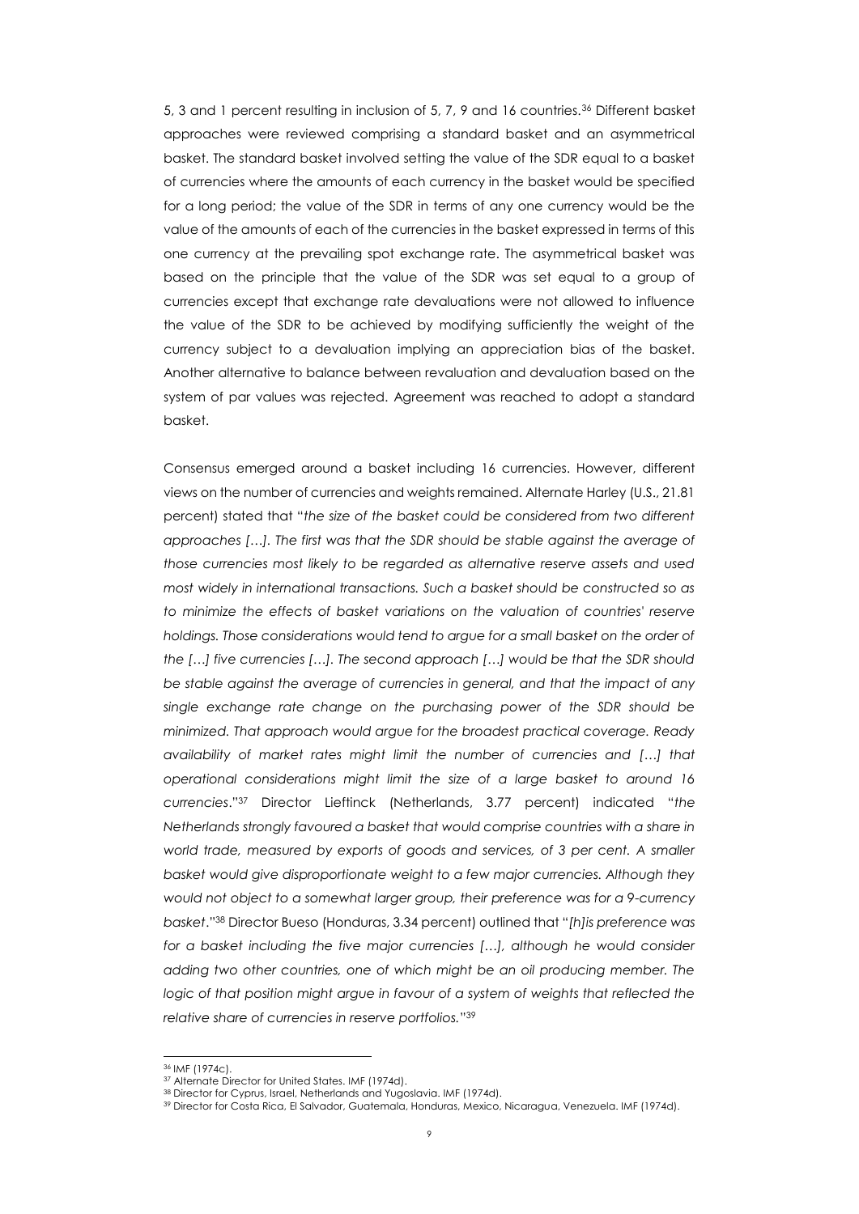5, 3 and 1 percent resulting in inclusion of 5, 7, 9 and 16 countries.[36] Different basket approaches were reviewed comprising a standard basket and an asymmetrical basket. The standard basket involved setting the value of the SDR equal to a basket of currencies where the amounts of each currency in the basket would be specified for a long period; the value of the SDR in terms of any one currency would be the value of the amounts of each of the currencies in the basket expressed in terms of this one currency at the prevailing spot exchange rate. The asymmetrical basket was based on the principle that the value of the SDR was set equal to a group of currencies except that exchange rate devaluations were not allowed to influence the value of the SDR to be achieved by modifying sufficiently the weight of the currency subject to a devaluation implying an appreciation bias of the basket. Another alternative to balance between revaluation and devaluation based on the system of par values was rejected. Agreement was reached to adopt a standard basket.

Consensus emerged around a basket including 16 currencies. However, different views on the number of currencies and weights remained. Alternate Harley (U.S., 21.81 percent) stated that "*the size of the basket could be considered from two different approaches […]. The first was that the SDR should be stable against the average of those currencies most likely to be regarded as alternative reserve assets and used most widely in international transactions. Such a basket should be constructed so as to minimize the effects of basket variations on the valuation of countries' reserve holdings. Those considerations would tend to argue for a small basket on the order of the […] five currencies […]. The second approach […] would be that the SDR should be stable against the average of currencies in general, and that the impact of any single exchange rate change on the purchasing power of the SDR should be minimized. That approach would argue for the broadest practical coverage. Ready availability of market rates might limit the number of currencies and […] that operational considerations might limit the size of a large basket to around 16 currencies*."[37] Director Lieftinck (Netherlands, 3.77 percent) indicated "*the Netherlands strongly favoured a basket that would comprise countries with a share in world trade, measured by exports of goods and services, of 3 per cent. A smaller basket would give disproportionate weight to a few major currencies. Although they would not object to a somewhat larger group, their preference was for a 9-currency basket*."[38] Director Bueso (Honduras, 3.34 percent) outlined that "*[h]is preference was for a basket including the five major currencies […], although he would consider adding two other countries, one of which might be an oil producing member. The logic of that position might argue in favour of a system of weights that reflected the relative share of currencies in reserve portfolios.*"[39]

---

[36] IMF (1974c).

[37] Alternate Director for United States. IMF (1974d).

[38] Director for Cyprus, Israel, Netherlands and Yugoslavia. IMF (1974d).

[39] Director for Costa Rica, El Salvador, Guatemala, Honduras, Mexico, Nicaragua, Venezuela. IMF (1974d).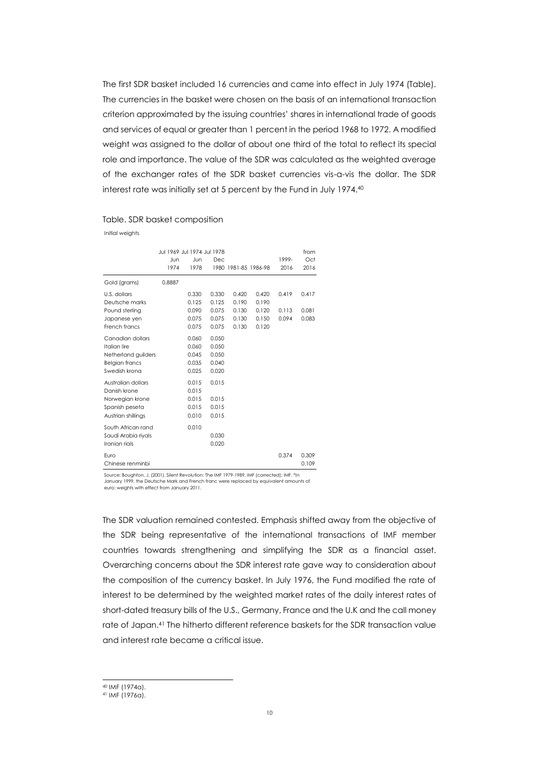The first SDR basket included 16 currencies and came into effect in July 1974 (Table). The currencies in the basket were chosen on the basis of an international transaction criterion approximated by the issuing countries' shares in international trade of goods and services of equal or greater than 1 percent in the period 1968 to 1972. A modified weight was assigned to the dollar of about one third of the total to reflect its special role and importance. The value of the SDR was calculated as the weighted average of the exchanger rates of the SDR basket currencies vis-a-vis the dollar. The SDR interest rate was initially set at 5 percent by the Fund in July 1974.[40]

Table. SDR basket composition

Initial weights

| | Jul 1969-Jun 1974 | Jul 1974-Jun 1978 | Jul 1978-Dec 1980 | 1981-85 | 1986-98 | 1999-2016 | from Oct 2016 |
|---|---|---|---|---|---|---|---|
| Gold (grams) | 0.8887 | | | | | | |
| U.S. dollars | | 0.330 | 0.330 | 0.420 | 0.420 | 0.419 | 0.417 |
| Deutsche marks | | 0.125 | 0.125 | 0.190 | 0.190 | | |
| Pound sterling | | 0.090 | 0.075 | 0.130 | 0.120 | 0.113 | 0.081 |
| Japanese yen | | 0.075 | 0.075 | 0.130 | 0.150 | 0.094 | 0.083 |
| French francs | | 0.075 | 0.075 | 0.130 | 0.120 | | |
| Canadian dollars | | 0.060 | 0.050 | | | | |
| Italian lire | | 0.060 | 0.050 | | | | |
| Netherland guilders | | 0.045 | 0.050 | | | | |
| Belgian francs | | 0.035 | 0.040 | | | | |
| Swedish krona | | 0.025 | 0.020 | | | | |
| Australian dollars | | 0.015 | 0.015 | | | | |
| Danish krone | | 0.015 | | | | | |
| Norwegian krone | | 0.015 | 0.015 | | | | |
| Spanish peseta | | 0.015 | 0.015 | | | | |
| Austrian shillings | | 0.010 | 0.015 | | | | |
| South African rand | | 0.010 | | | | | |
| Saudi Arabia riyals | | | 0.030 | | | | |
| Iranian rials | | | 0.020 | | | | |
| Euro | | | | | | 0.374 | 0.309 |
| Chinese renminbi | | | | | | | 0.109 |

Source: Boughton, J. (2001), Silent Revolution: The IMF 1979-1989, IMF (corrected); IMF. *In January 1999, the Deutsche Mark and French franc were replaced by equivalent amounts of euro; weights with effect from January 2011.

The SDR valuation remained contested. Emphasis shifted away from the objective of the SDR being representative of the international transactions of IMF member countries towards strengthening and simplifying the SDR as a financial asset. Overarching concerns about the SDR interest rate gave way to consideration about the composition of the currency basket. In July 1976, the Fund modified the rate of interest to be determined by the weighted market rates of the daily interest rates of short-dated treasury bills of the U.S., Germany, France and the U.K and the call money rate of Japan.[41] The hitherto different reference baskets for the SDR transaction value and interest rate became a critical issue.

[40] IMF (1974a).

[41] IMF (1976a).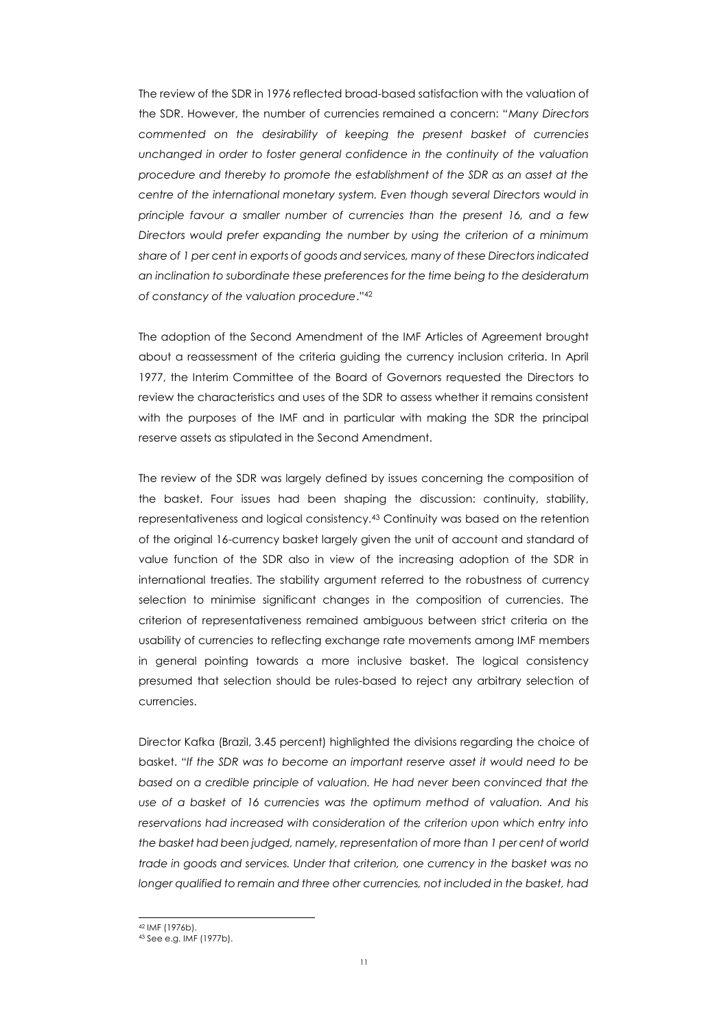The review of the SDR in 1976 reflected broad-based satisfaction with the valuation of the SDR. However, the number of currencies remained a concern: "*Many Directors commented on the desirability of keeping the present basket of currencies unchanged in order to foster general confidence in the continuity of the valuation procedure and thereby to promote the establishment of the SDR as an asset at the centre of the international monetary system. Even though several Directors would in principle favour a smaller number of currencies than the present 16, and a few Directors would prefer expanding the number by using the criterion of a minimum share of 1 per cent in exports of goods and services, many of these Directors indicated an inclination to subordinate these preferences for the time being to the desideratum of constancy of the valuation procedure*."[42]

The adoption of the Second Amendment of the IMF Articles of Agreement brought about a reassessment of the criteria guiding the currency inclusion criteria. In April 1977, the Interim Committee of the Board of Governors requested the Directors to review the characteristics and uses of the SDR to assess whether it remains consistent with the purposes of the IMF and in particular with making the SDR the principal reserve assets as stipulated in the Second Amendment.

The review of the SDR was largely defined by issues concerning the composition of the basket. Four issues had been shaping the discussion: continuity, stability, representativeness and logical consistency.[43] Continuity was based on the retention of the original 16-currency basket largely given the unit of account and standard of value function of the SDR also in view of the increasing adoption of the SDR in international treaties. The stability argument referred to the robustness of currency selection to minimise significant changes in the composition of currencies. The criterion of representativeness remained ambiguous between strict criteria on the usability of currencies to reflecting exchange rate movements among IMF members in general pointing towards a more inclusive basket. The logical consistency presumed that selection should be rules-based to reject any arbitrary selection of currencies.

Director Kafka (Brazil, 3.45 percent) highlighted the divisions regarding the choice of basket. "*If the SDR was to become an important reserve asset it would need to be based on a credible principle of valuation. He had never been convinced that the use of a basket of 16 currencies was the optimum method of valuation. And his reservations had increased with consideration of the criterion upon which entry into the basket had been judged, namely, representation of more than 1 per cent of world trade in goods and services. Under that criterion, one currency in the basket was no longer qualified to remain and three other currencies, not included in the basket, had*

---

[42] IMF (1976b).

[43] See e.g. IMF (1977b).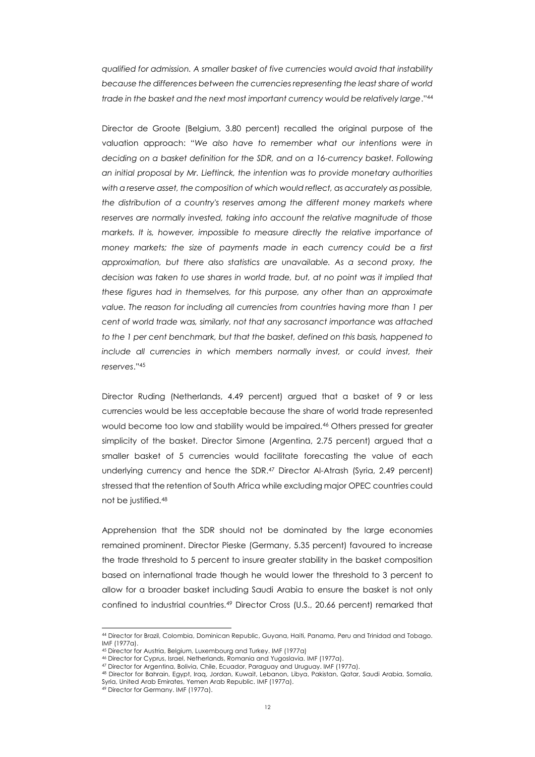*qualified for admission. A smaller basket of five currencies would avoid that instability because the differences between the currencies representing the least share of world trade in the basket and the next most important currency would be relatively large*."[44]

Director de Groote (Belgium, 3.80 percent) recalled the original purpose of the valuation approach: "*We also have to remember what our intentions were in deciding on a basket definition for the SDR, and on a 16-currency basket. Following an initial proposal by Mr. Lieftinck, the intention was to provide monetary authorities with a reserve asset, the composition of which would reflect, as accurately as possible, the distribution of a country's reserves among the different money markets where reserves are normally invested, taking into account the relative magnitude of those markets. It is, however, impossible to measure directly the relative importance of money markets; the size of payments made in each currency could be a first approximation, but there also statistics are unavailable. As a second proxy, the decision was taken to use shares in world trade, but, at no point was it implied that these figures had in themselves, for this purpose, any other than an approximate value. The reason for including all currencies from countries having more than 1 per cent of world trade was, similarly, not that any sacrosanct importance was attached to the 1 per cent benchmark, but that the basket, defined on this basis, happened to include all currencies in which members normally invest, or could invest, their reserves*."[45]

Director Ruding (Netherlands, 4.49 percent) argued that a basket of 9 or less currencies would be less acceptable because the share of world trade represented would become too low and stability would be impaired.[46] Others pressed for greater simplicity of the basket. Director Simone (Argentina, 2.75 percent) argued that a smaller basket of 5 currencies would facilitate forecasting the value of each underlying currency and hence the SDR.[47] Director Al-Atrash (Syria, 2.49 percent) stressed that the retention of South Africa while excluding major OPEC countries could not be justified.[48]

Apprehension that the SDR should not be dominated by the large economies remained prominent. Director Pieske (Germany, 5.35 percent) favoured to increase the trade threshold to 5 percent to insure greater stability in the basket composition based on international trade though he would lower the threshold to 3 percent to allow for a broader basket including Saudi Arabia to ensure the basket is not only confined to industrial countries.[49] Director Cross (U.S., 20.66 percent) remarked that

---

[44] Director for Brazil, Colombia, Dominican Republic, Guyana, Haiti, Panama, Peru and Trinidad and Tobago. IMF (1977a).

[45] Director for Austria, Belgium, Luxembourg and Turkey. IMF (1977a)

[46] Director for Cyprus, Israel, Netherlands, Romania and Yugoslavia. IMF (1977a).

[47] Director for Argentina, Bolivia, Chile, Ecuador, Paraguay and Uruguay. IMF (1977a).

[48] Director for Bahrain, Egypt, Iraq, Jordan, Kuwait, Lebanon, Libya, Pakistan, Qatar, Saudi Arabia, Somalia, Syria, United Arab Emirates, Yemen Arab Republic. IMF (1977a).

[49] Director for Germany. IMF (1977a).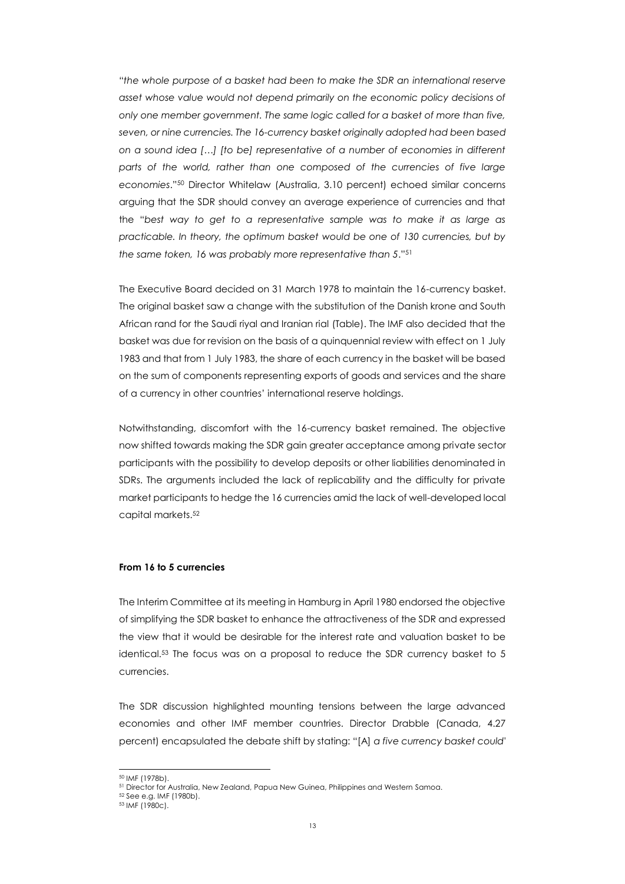"*the whole purpose of a basket had been to make the SDR an international reserve asset whose value would not depend primarily on the economic policy decisions of only one member government. The same logic called for a basket of more than five, seven, or nine currencies. The 16-currency basket originally adopted had been based on a sound idea […] [to be] representative of a number of economies in different parts of the world, rather than one composed of the currencies of five large economies*."[50] Director Whitelaw (Australia, 3.10 percent) echoed similar concerns arguing that the SDR should convey an average experience of currencies and that the "*best way to get to a representative sample was to make it as large as practicable. In theory, the optimum basket would be one of 130 currencies, but by the same token, 16 was probably more representative than 5*."[51]

The Executive Board decided on 31 March 1978 to maintain the 16-currency basket. The original basket saw a change with the substitution of the Danish krone and South African rand for the Saudi riyal and Iranian rial (Table). The IMF also decided that the basket was due for revision on the basis of a quinquennial review with effect on 1 July 1983 and that from 1 July 1983, the share of each currency in the basket will be based on the sum of components representing exports of goods and services and the share of a currency in other countries' international reserve holdings.

Notwithstanding, discomfort with the 16-currency basket remained. The objective now shifted towards making the SDR gain greater acceptance among private sector participants with the possibility to develop deposits or other liabilities denominated in SDRs. The arguments included the lack of replicability and the difficulty for private market participants to hedge the 16 currencies amid the lack of well-developed local capital markets.[52]

#### From 16 to 5 currencies

The Interim Committee at its meeting in Hamburg in April 1980 endorsed the objective of simplifying the SDR basket to enhance the attractiveness of the SDR and expressed the view that it would be desirable for the interest rate and valuation basket to be identical.[53] The focus was on a proposal to reduce the SDR currency basket to 5 currencies.

The SDR discussion highlighted mounting tensions between the large advanced economies and other IMF member countries. Director Drabble (Canada, 4.27 percent) encapsulated the debate shift by stating: "[A] *a five currency basket could*

---

[50] IMF (1978b).

[51] Director for Australia, New Zealand, Papua New Guinea, Philippines and Western Samoa.

[52] See e.g. IMF (1980b).

[53] IMF (1980c).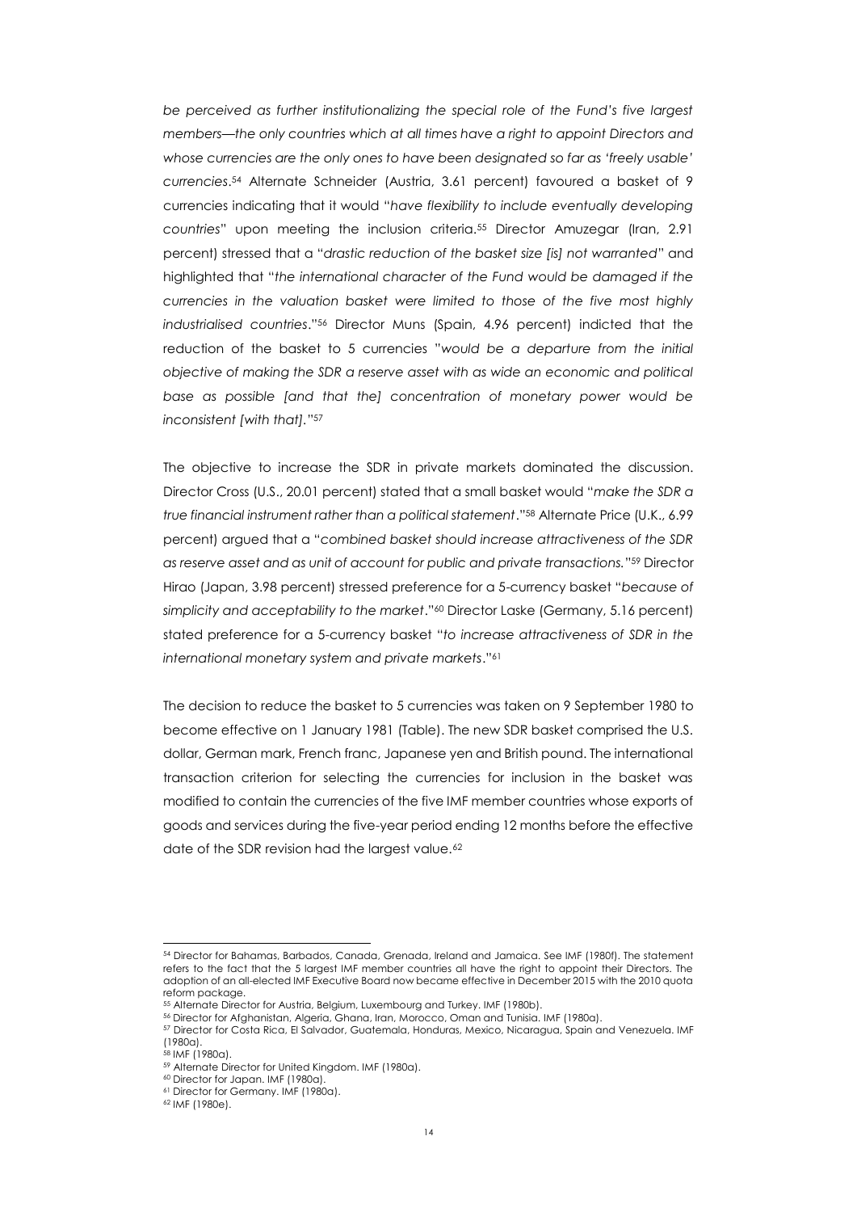*be perceived as further institutionalizing the special role of the Fund's five largest members—the only countries which at all times have a right to appoint Directors and whose currencies are the only ones to have been designated so far as 'freely usable' currencies*.[54] Alternate Schneider (Austria, 3.61 percent) favoured a basket of 9 currencies indicating that it would "*have flexibility to include eventually developing countries*" upon meeting the inclusion criteria.[55] Director Amuzegar (Iran, 2.91 percent) stressed that a "*drastic reduction of the basket size [is] not warranted*" and highlighted that "*the international character of the Fund would be damaged if the currencies in the valuation basket were limited to those of the five most highly industrialised countries*."[56] Director Muns (Spain, 4.96 percent) indicted that the reduction of the basket to 5 currencies "*would be a departure from the initial objective of making the SDR a reserve asset with as wide an economic and political base as possible [and that the] concentration of monetary power would be inconsistent [with that]*."[57]

The objective to increase the SDR in private markets dominated the discussion. Director Cross (U.S., 20.01 percent) stated that a small basket would "*make the SDR a true financial instrument rather than a political statement*."[58] Alternate Price (U.K., 6.99 percent) argued that a "*combined basket should increase attractiveness of the SDR as reserve asset and as unit of account for public and private transactions.*"[59] Director Hirao (Japan, 3.98 percent) stressed preference for a 5-currency basket "*because of simplicity and acceptability to the market*."[60] Director Laske (Germany, 5.16 percent) stated preference for a 5-currency basket "*to increase attractiveness of SDR in the international monetary system and private markets*."[61]

The decision to reduce the basket to 5 currencies was taken on 9 September 1980 to become effective on 1 January 1981 (Table). The new SDR basket comprised the U.S. dollar, German mark, French franc, Japanese yen and British pound. The international transaction criterion for selecting the currencies for inclusion in the basket was modified to contain the currencies of the five IMF member countries whose exports of goods and services during the five-year period ending 12 months before the effective date of the SDR revision had the largest value.[62]

---

[54] Director for Bahamas, Barbados, Canada, Grenada, Ireland and Jamaica. See IMF (1980f). The statement refers to the fact that the 5 largest IMF member countries all have the right to appoint their Directors. The adoption of an all-elected IMF Executive Board now became effective in December 2015 with the 2010 quota reform package.

[55] Alternate Director for Austria, Belgium, Luxembourg and Turkey. IMF (1980b).

[56] Director for Afghanistan, Algeria, Ghana, Iran, Morocco, Oman and Tunisia. IMF (1980a).

[57] Director for Costa Rica, El Salvador, Guatemala, Honduras, Mexico, Nicaragua, Spain and Venezuela. IMF (1980a).

[58] IMF (1980a).

[59] Alternate Director for United Kingdom. IMF (1980a).

[60] Director for Japan. IMF (1980a).

[61] Director for Germany. IMF (1980a).

[62] IMF (1980e).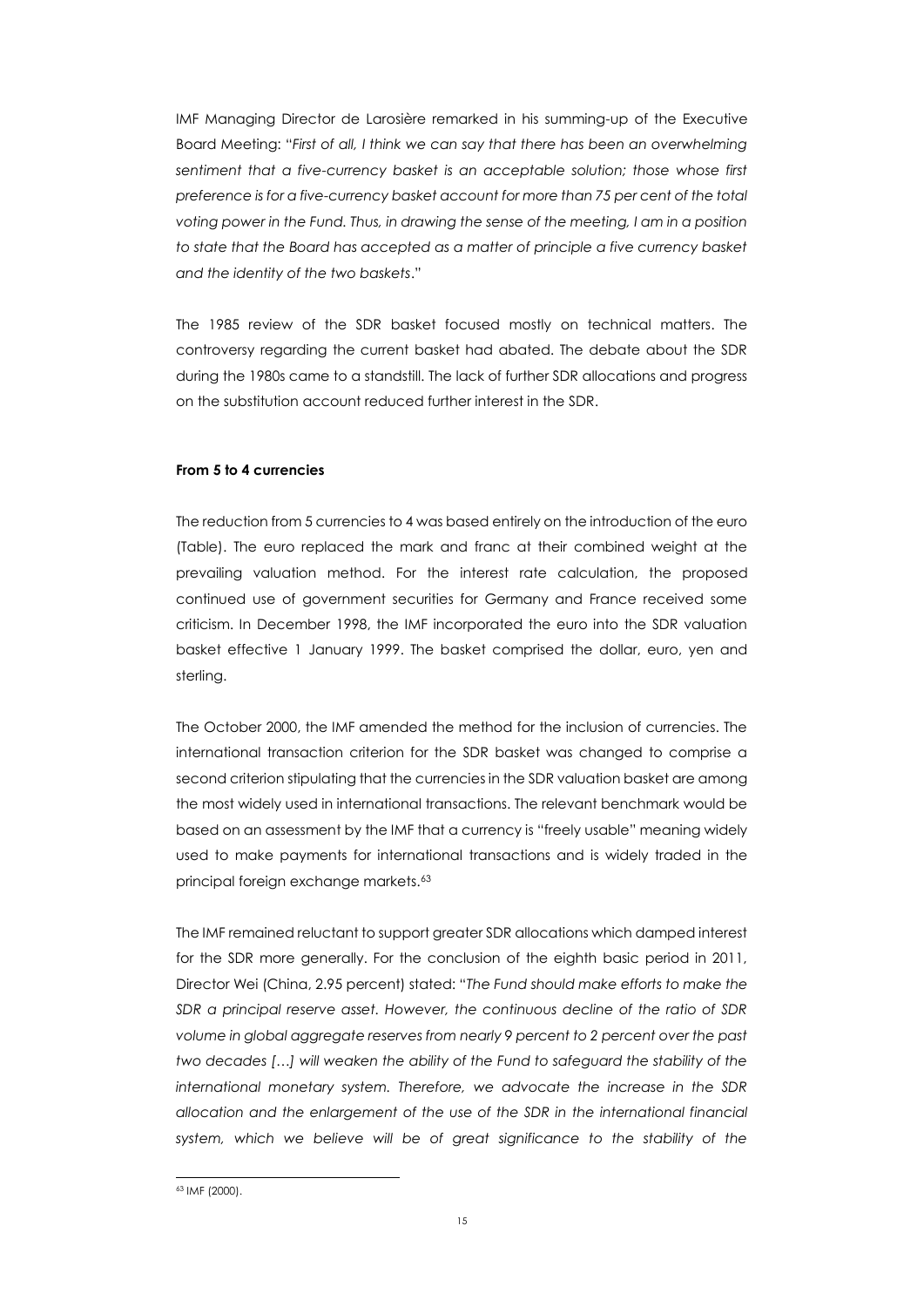IMF Managing Director de Larosière remarked in his summing-up of the Executive Board Meeting: "*First of all, I think we can say that there has been an overwhelming sentiment that a five-currency basket is an acceptable solution; those whose first preference is for a five-currency basket account for more than 75 per cent of the total voting power in the Fund. Thus, in drawing the sense of the meeting, I am in a position to state that the Board has accepted as a matter of principle a five currency basket and the identity of the two baskets*."

The 1985 review of the SDR basket focused mostly on technical matters. The controversy regarding the current basket had abated. The debate about the SDR during the 1980s came to a standstill. The lack of further SDR allocations and progress on the substitution account reduced further interest in the SDR.

**From 5 to 4 currencies**

The reduction from 5 currencies to 4 was based entirely on the introduction of the euro (Table). The euro replaced the mark and franc at their combined weight at the prevailing valuation method. For the interest rate calculation, the proposed continued use of government securities for Germany and France received some criticism. In December 1998, the IMF incorporated the euro into the SDR valuation basket effective 1 January 1999. The basket comprised the dollar, euro, yen and sterling.

The October 2000, the IMF amended the method for the inclusion of currencies. The international transaction criterion for the SDR basket was changed to comprise a second criterion stipulating that the currencies in the SDR valuation basket are among the most widely used in international transactions. The relevant benchmark would be based on an assessment by the IMF that a currency is "freely usable" meaning widely used to make payments for international transactions and is widely traded in the principal foreign exchange markets.[63]

The IMF remained reluctant to support greater SDR allocations which damped interest for the SDR more generally. For the conclusion of the eighth basic period in 2011, Director Wei (China, 2.95 percent) stated: "*The Fund should make efforts to make the SDR a principal reserve asset. However, the continuous decline of the ratio of SDR volume in global aggregate reserves from nearly 9 percent to 2 percent over the past two decades […] will weaken the ability of the Fund to safeguard the stability of the international monetary system. Therefore, we advocate the increase in the SDR allocation and the enlargement of the use of the SDR in the international financial system, which we believe will be of great significance to the stability of the*

[63] IMF (2000).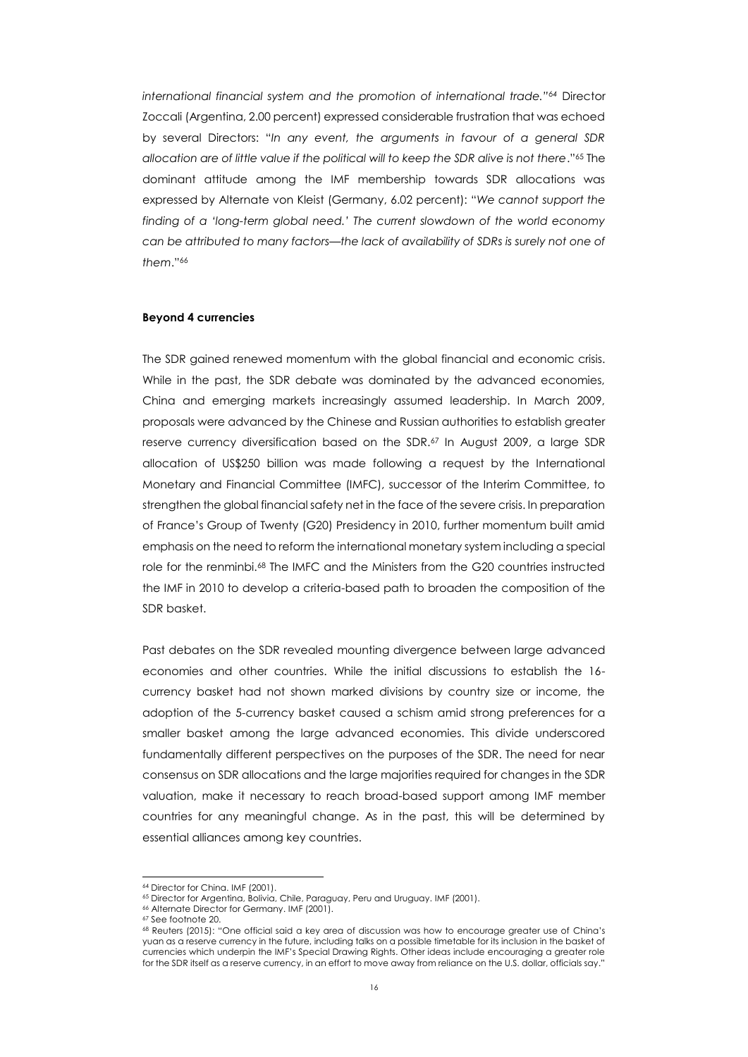*international financial system and the promotion of international trade."*[64] Director Zoccali (Argentina, 2.00 percent) expressed considerable frustration that was echoed by several Directors: "*In any event, the arguments in favour of a general SDR allocation are of little value if the political will to keep the SDR alive is not there*."[65] The dominant attitude among the IMF membership towards SDR allocations was expressed by Alternate von Kleist (Germany, 6.02 percent): "*We cannot support the finding of a 'long-term global need.' The current slowdown of the world economy can be attributed to many factors—the lack of availability of SDRs is surely not one of them*."[66]

**Beyond 4 currencies**

The SDR gained renewed momentum with the global financial and economic crisis. While in the past, the SDR debate was dominated by the advanced economies, China and emerging markets increasingly assumed leadership. In March 2009, proposals were advanced by the Chinese and Russian authorities to establish greater reserve currency diversification based on the SDR.[67] In August 2009, a large SDR allocation of US$250 billion was made following a request by the International Monetary and Financial Committee (IMFC), successor of the Interim Committee, to strengthen the global financial safety net in the face of the severe crisis. In preparation of France's Group of Twenty (G20) Presidency in 2010, further momentum built amid emphasis on the need to reform the international monetary system including a special role for the renminbi.[68] The IMFC and the Ministers from the G20 countries instructed the IMF in 2010 to develop a criteria-based path to broaden the composition of the SDR basket.

Past debates on the SDR revealed mounting divergence between large advanced economies and other countries. While the initial discussions to establish the 16-currency basket had not shown marked divisions by country size or income, the adoption of the 5-currency basket caused a schism amid strong preferences for a smaller basket among the large advanced economies. This divide underscored fundamentally different perspectives on the purposes of the SDR. The need for near consensus on SDR allocations and the large majorities required for changes in the SDR valuation, make it necessary to reach broad-based support among IMF member countries for any meaningful change. As in the past, this will be determined by essential alliances among key countries.

---

[64] Director for China. IMF (2001).

[65] Director for Argentina, Bolivia, Chile, Paraguay, Peru and Uruguay. IMF (2001).

[66] Alternate Director for Germany. IMF (2001).

[67] See footnote 20.

[68] Reuters (2015): "One official said a key area of discussion was how to encourage greater use of China's yuan as a reserve currency in the future, including talks on a possible timetable for its inclusion in the basket of currencies which underpin the IMF's Special Drawing Rights. Other ideas include encouraging a greater role for the SDR itself as a reserve currency, in an effort to move away from reliance on the U.S. dollar, officials say."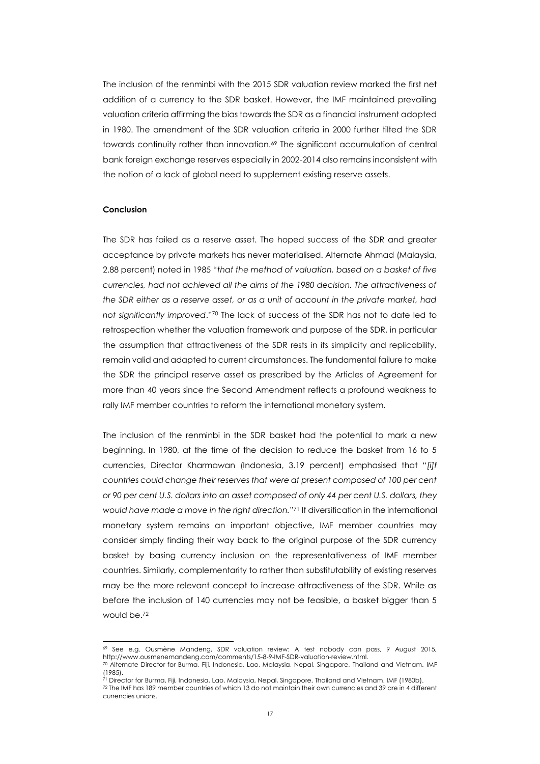The inclusion of the renminbi with the 2015 SDR valuation review marked the first net addition of a currency to the SDR basket. However, the IMF maintained prevailing valuation criteria affirming the bias towards the SDR as a financial instrument adopted in 1980. The amendment of the SDR valuation criteria in 2000 further tilted the SDR towards continuity rather than innovation.[69] The significant accumulation of central bank foreign exchange reserves especially in 2002-2014 also remains inconsistent with the notion of a lack of global need to supplement existing reserve assets.

**Conclusion**

The SDR has failed as a reserve asset. The hoped success of the SDR and greater acceptance by private markets has never materialised. Alternate Ahmad (Malaysia, 2.88 percent) noted in 1985 "*that the method of valuation, based on a basket of five currencies, had not achieved all the aims of the 1980 decision. The attractiveness of the SDR either as a reserve asset, or as a unit of account in the private market, had not significantly improved*."[70] The lack of success of the SDR has not to date led to retrospection whether the valuation framework and purpose of the SDR, in particular the assumption that attractiveness of the SDR rests in its simplicity and replicability, remain valid and adapted to current circumstances. The fundamental failure to make the SDR the principal reserve asset as prescribed by the Articles of Agreement for more than 40 years since the Second Amendment reflects a profound weakness to rally IMF member countries to reform the international monetary system.

The inclusion of the renminbi in the SDR basket had the potential to mark a new beginning. In 1980, at the time of the decision to reduce the basket from 16 to 5 currencies, Director Kharmawan (Indonesia, 3.19 percent) emphasised that "*[i]f countries could change their reserves that were at present composed of 100 per cent or 90 per cent U.S. dollars into an asset composed of only 44 per cent U.S. dollars, they would have made a move in the right direction.*"[71] If diversification in the international monetary system remains an important objective, IMF member countries may consider simply finding their way back to the original purpose of the SDR currency basket by basing currency inclusion on the representativeness of IMF member countries. Similarly, complementarity to rather than substitutability of existing reserves may be the more relevant concept to increase attractiveness of the SDR. While as before the inclusion of 140 currencies may not be feasible, a basket bigger than 5 would be.[72]

---

[69] See e.g. Ousmène Mandeng, SDR valuation review: A test nobody can pass, 9 August 2015, http://www.ousmenemandeng.com/comments/15-8-9-IMF-SDR-valuation-review.html.

[70] Alternate Director for Burma, Fiji, Indonesia, Lao, Malaysia, Nepal, Singapore, Thailand and Vietnam. IMF (1985).

[71] Director for Burma, Fiji, Indonesia, Lao, Malaysia, Nepal, Singapore, Thailand and Vietnam. IMF (1980b).

[72] The IMF has 189 member countries of which 13 do not maintain their own currencies and 39 are in 4 different currencies unions.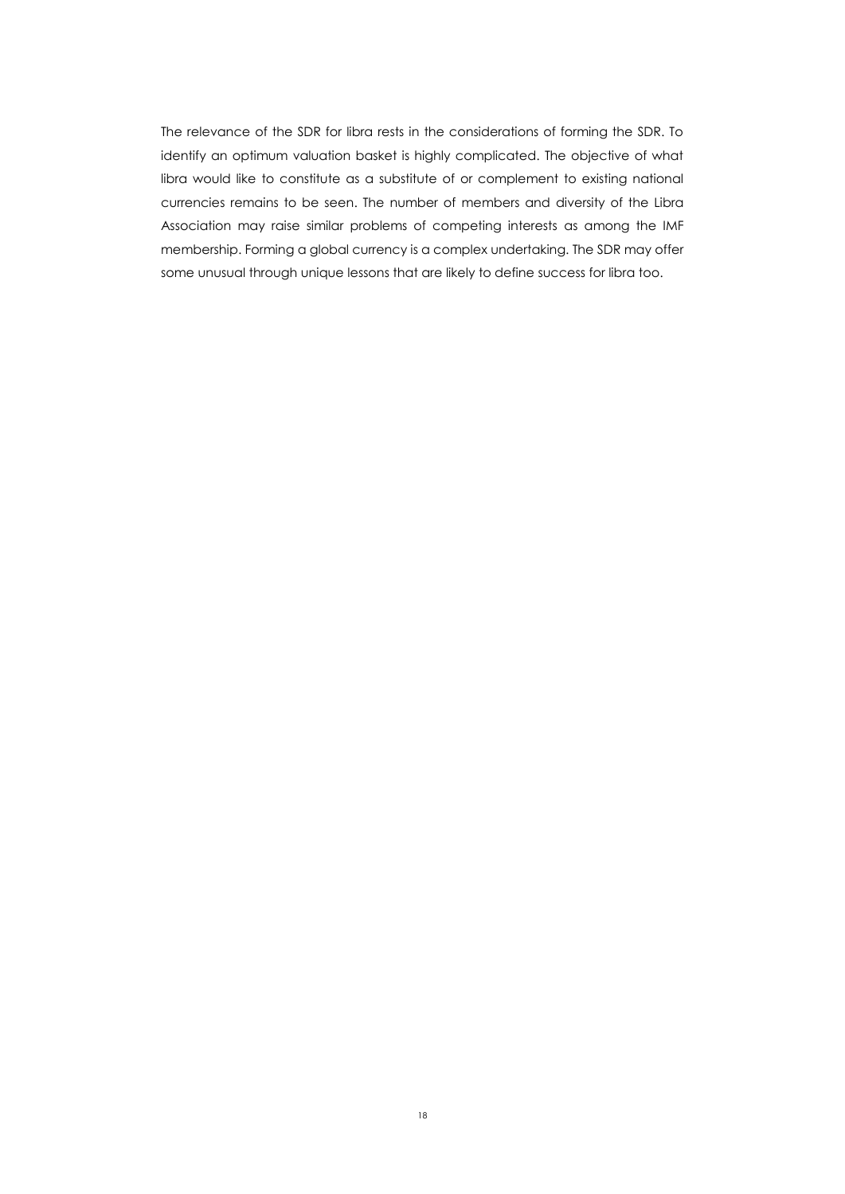The relevance of the SDR for libra rests in the considerations of forming the SDR. To identify an optimum valuation basket is highly complicated. The objective of what libra would like to constitute as a substitute of or complement to existing national currencies remains to be seen. The number of members and diversity of the Libra Association may raise similar problems of competing interests as among the IMF membership. Forming a global currency is a complex undertaking. The SDR may offer some unusual through unique lessons that are likely to define success for libra too.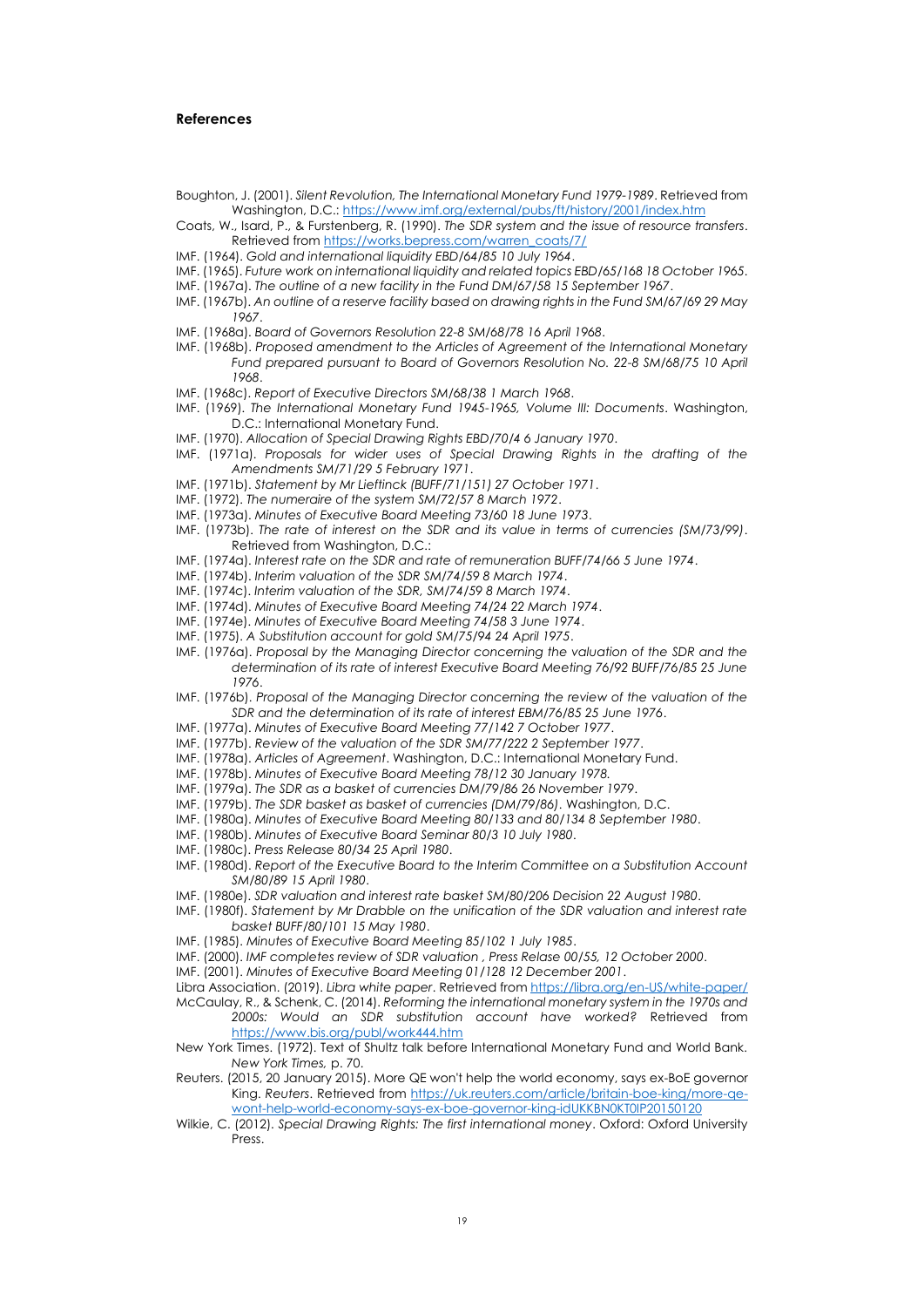## References

Boughton, J. (2001). *Silent Revolution, The International Monetary Fund 1979-1989*. Retrieved from Washington, D.C.: https://www.imf.org/external/pubs/ft/history/2001/index.htm

Coats, W., Isard, P., & Furstenberg, R. (1990). *The SDR system and the issue of resource transfers*. Retrieved from https://works.bepress.com/warren_coats/7/

IMF. (1964). *Gold and international liquidity EBD/64/85 10 July 1964*.

IMF. (1965). *Future work on international liquidity and related topics EBD/65/168 18 October 1965*.

IMF. (1967a). *The outline of a new facility in the Fund DM/67/58 15 September 1967*.

IMF. (1967b). *An outline of a reserve facility based on drawing rights in the Fund SM/67/69 29 May 1967*.

IMF. (1968a). *Board of Governors Resolution 22-8 SM/68/78 16 April 1968*.

IMF. (1968b). *Proposed amendment to the Articles of Agreement of the International Monetary Fund prepared pursuant to Board of Governors Resolution No. 22-8 SM/68/75 10 April 1968*.

IMF. (1968c). *Report of Executive Directors SM/68/38 1 March 1968*.

IMF. (1969). *The International Monetary Fund 1945-1965, Volume III: Documents*. Washington, D.C.: International Monetary Fund.

IMF. (1970). *Allocation of Special Drawing Rights EBD/70/4 6 January 1970*.

IMF. (1971a). *Proposals for wider uses of Special Drawing Rights in the drafting of the Amendments SM/71/29 5 February 1971*.

IMF. (1971b). *Statement by Mr Lieftinck (BUFF/71/151) 27 October 1971*.

IMF. (1972). *The numeraire of the system SM/72/57 8 March 1972*.

IMF. (1973a). *Minutes of Executive Board Meeting 73/60 18 June 1973*.

IMF. (1973b). *The rate of interest on the SDR and its value in terms of currencies (SM/73/99)*. Retrieved from Washington, D.C.:

IMF. (1974a). *Interest rate on the SDR and rate of remuneration BUFF/74/66 5 June 1974*.

IMF. (1974b). *Interim valuation of the SDR SM/74/59 8 March 1974*.

IMF. (1974c). *Interim valuation of the SDR, SM/74/59 8 March 1974*.

IMF. (1974d). *Minutes of Executive Board Meeting 74/24 22 March 1974*.

IMF. (1974e). *Minutes of Executive Board Meeting 74/58 3 June 1974*.

IMF. (1975). *A Substitution account for gold SM/75/94 24 April 1975*.

IMF. (1976a). *Proposal by the Managing Director concerning the valuation of the SDR and the determination of its rate of interest Executive Board Meeting 76/92 BUFF/76/85 25 June 1976*.

IMF. (1976b). *Proposal of the Managing Director concerning the review of the valuation of the SDR and the determination of its rate of interest EBM/76/85 25 June 1976*.

IMF. (1977a). *Minutes of Executive Board Meeting 77/142 7 October 1977*.

IMF. (1977b). *Review of the valuation of the SDR SM/77/222 2 September 1977*.

IMF. (1978a). *Articles of Agreement*. Washington, D.C.: International Monetary Fund.

IMF. (1978b). *Minutes of Executive Board Meeting 78/12 30 January 1978.*

IMF. (1979a). *The SDR as a basket of currencies DM/79/86 26 November 1979*.

IMF. (1979b). *The SDR basket as basket of currencies (DM/79/86)*. Washington, D.C.

IMF. (1980a). *Minutes of Executive Board Meeting 80/133 and 80/134 8 September 1980*.

IMF. (1980b). *Minutes of Executive Board Seminar 80/3 10 July 1980*.

IMF. (1980c). *Press Release 80/34 25 April 1980*.

IMF. (1980d). *Report of the Executive Board to the Interim Committee on a Substitution Account SM/80/89 15 April 1980*.

IMF. (1980e). *SDR valuation and interest rate basket SM/80/206 Decision 22 August 1980*.

IMF. (1980f). *Statement by Mr Drabble on the unification of the SDR valuation and interest rate basket BUFF/80/101 15 May 1980*.

IMF. (1985). *Minutes of Executive Board Meeting 85/102 1 July 1985*.

IMF. (2000). *IMF completes review of SDR valuation , Press Relase 00/55, 12 October 2000*.

IMF. (2001). *Minutes of Executive Board Meeting 01/128 12 December 2001*.

Libra Association. (2019). *Libra white paper*. Retrieved from https://libra.org/en-US/white-paper/

McCaulay, R., & Schenk, C. (2014). *Reforming the international monetary system in the 1970s and 2000s: Would an SDR substitution account have worked?* Retrieved from https://www.bis.org/publ/work444.htm

New York Times. (1972). Text of Shultz talk before International Monetary Fund and World Bank. *New York Times,* p. 70.

Reuters. (2015, 20 January 2015). More QE won't help the world economy, says ex-BoE governor King. *Reuters*. Retrieved from https://uk.reuters.com/article/britain-boe-king/more-qe-wont-help-world-economy-says-ex-boe-governor-king-idUKKBN0KT0IP20150120

Wilkie, C. (2012). *Special Drawing Rights: The first international money*. Oxford: Oxford University Press.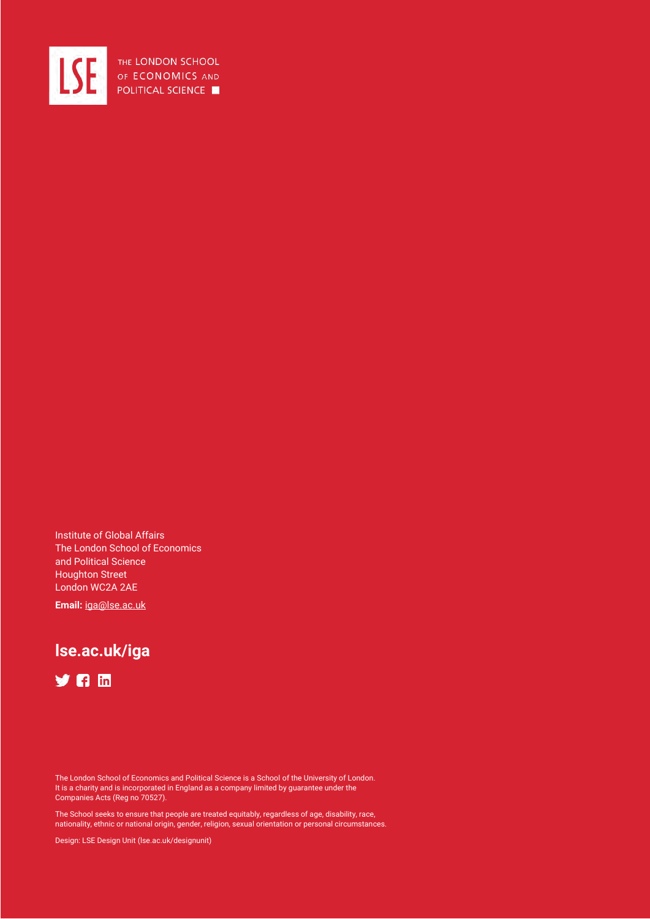THE LONDON SCHOOL OF ECONOMICS AND POLITICAL SCIENCE

Institute of Global Affairs
The London School of Economics
and Political Science
Houghton Street
London WC2A 2AE

**Email:** iga@lse.ac.uk

## lse.ac.uk/iga

The London School of Economics and Political Science is a School of the University of London. It is a charity and is incorporated in England as a company limited by guarantee under the Companies Acts (Reg no 70527).

The School seeks to ensure that people are treated equitably, regardless of age, disability, race, nationality, ethnic or national origin, gender, religion, sexual orientation or personal circumstances.

Design: LSE Design Unit (lse.ac.uk/designunit)